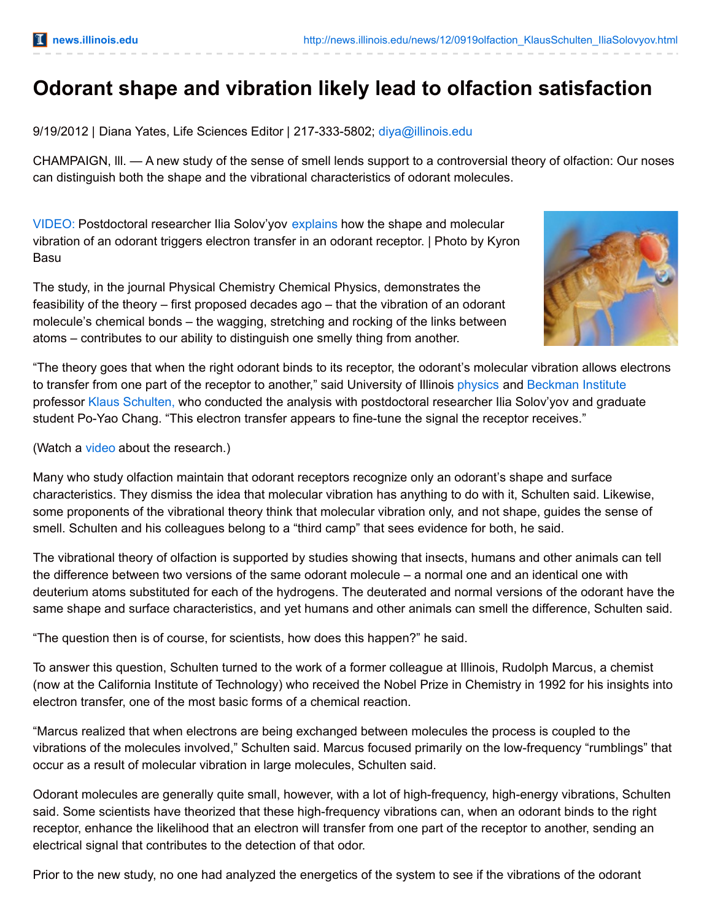# Odorant shape and vibration likely lead to olfaction satisfaction

9/19/2012 | Diana Yates, Life Sciences Editor | 217-333-5802; diya@illinois.edu

CHAMPAIGN, Ill. — A new study of the sense of smell lends support to a controversial theory of olfaction: Our noses can distinguish both the shape and the vibrational characteristics of odorant molecules.

VIDEO: Postdoctoral researcher Ilia Solov'yov explains how the shape and molecular vibration of an odorant triggers electron transfer in an odorant receptor. | Photo by Kyron Basu

The study, in the journal Physical Chemistry Chemical Physics, demonstrates the feasibility of the theory – first proposed decades ago – that the vibration of an odorant molecule's chemical bonds – the wagging, stretching and rocking of the links between atoms – contributes to our ability to distinguish one smelly thing from another.

"The theory goes that when the right odorant binds to its receptor, the odorant's molecular vibration allows electrons to transfer from one part of the receptor to another," said University of Illinois physics and Beckman Institute professor Klaus Schulten, who conducted the analysis with postdoctoral researcher Ilia Solov'yov and graduate student Po-Yao Chang. "This electron transfer appears to fine-tune the signal the receptor receives."

(Watch a video about the research.)

Many who study olfaction maintain that odorant receptors recognize only an odorant's shape and surface characteristics. They dismiss the idea that molecular vibration has anything to do with it, Schulten said. Likewise, some proponents of the vibrational theory think that molecular vibration only, and not shape, guides the sense of smell. Schulten and his colleagues belong to a "third camp" that sees evidence for both, he said.

The vibrational theory of olfaction is supported by studies showing that insects, humans and other animals can tell the difference between two versions of the same odorant molecule – a normal one and an identical one with deuterium atoms substituted for each of the hydrogens. The deuterated and normal versions of the odorant have the same shape and surface characteristics, and yet humans and other animals can smell the difference, Schulten said.

"The question then is of course, for scientists, how does this happen?" he said.

To answer this question, Schulten turned to the work of a former colleague at Illinois, Rudolph Marcus, a chemist (now at the California Institute of Technology) who received the Nobel Prize in Chemistry in 1992 for his insights into electron transfer, one of the most basic forms of a chemical reaction.

"Marcus realized that when electrons are being exchanged between molecules the process is coupled to the vibrations of the molecules involved," Schulten said. Marcus focused primarily on the low-frequency "rumblings" that occur as a result of molecular vibration in large molecules, Schulten said.

Odorant molecules are generally quite small, however, with a lot of high-frequency, high-energy vibrations, Schulten said. Some scientists have theorized that these high-frequency vibrations can, when an odorant binds to the right receptor, enhance the likelihood that an electron will transfer from one part of the receptor to another, sending an electrical signal that contributes to the detection of that odor.

Prior to the new study, no one had analyzed the energetics of the system to see if the vibrations of the odorant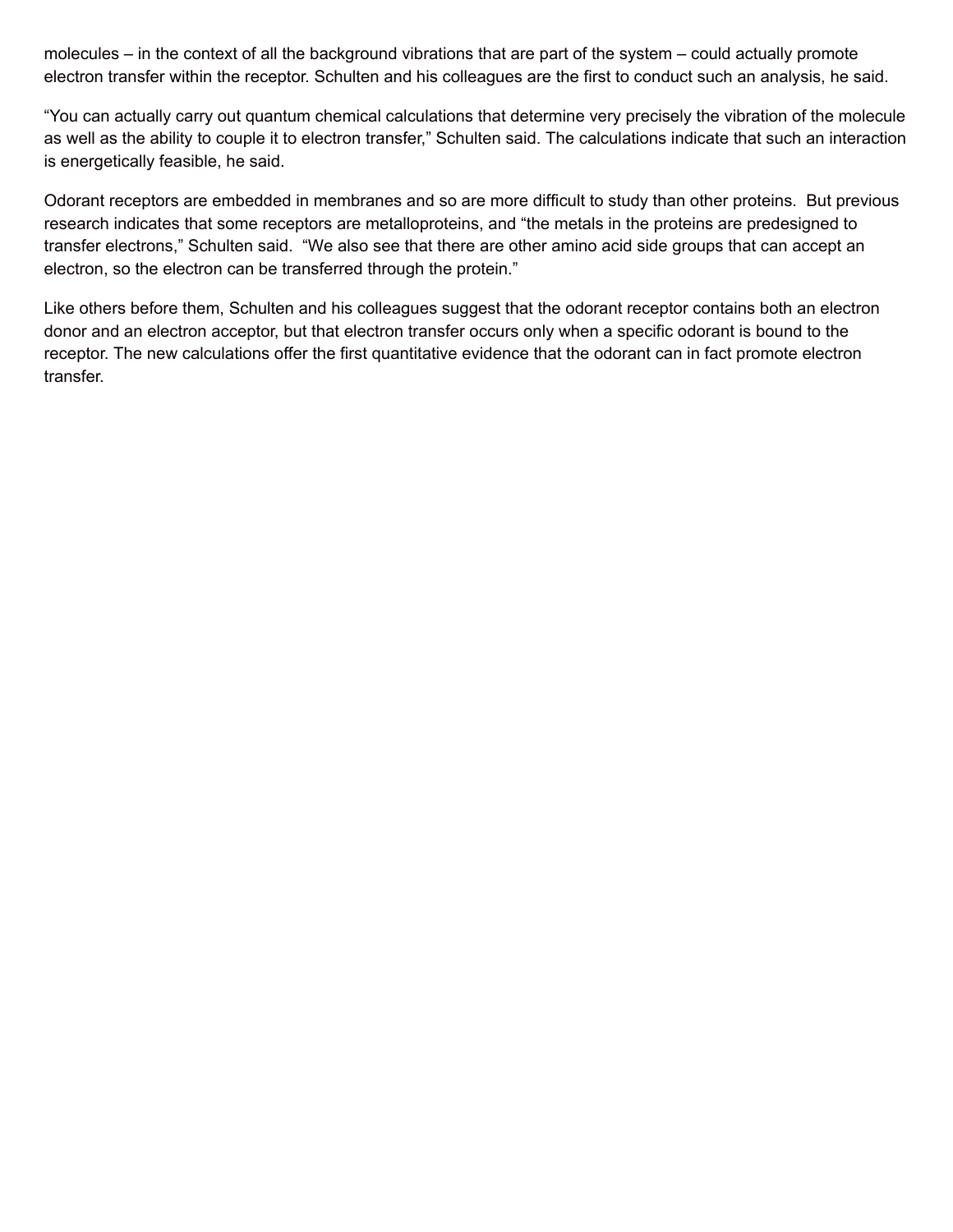molecules – in the context of all the background vibrations that are part of the system – could actually promote electron transfer within the receptor. Schulten and his colleagues are the first to conduct such an analysis, he said.

"You can actually carry out quantum chemical calculations that determine very precisely the vibration of the molecule as well as the ability to couple it to electron transfer," Schulten said. The calculations indicate that such an interaction is energetically feasible, he said.

Odorant receptors are embedded in membranes and so are more difficult to study than other proteins. But previous research indicates that some receptors are metalloproteins, and "the metals in the proteins are predesigned to transfer electrons," Schulten said. "We also see that there are other amino acid side groups that can accept an electron, so the electron can be transferred through the protein."

Like others before them, Schulten and his colleagues suggest that the odorant receptor contains both an electron donor and an electron acceptor, but that electron transfer occurs only when a specific odorant is bound to the receptor. The new calculations offer the first quantitative evidence that the odorant can in fact promote electron transfer.